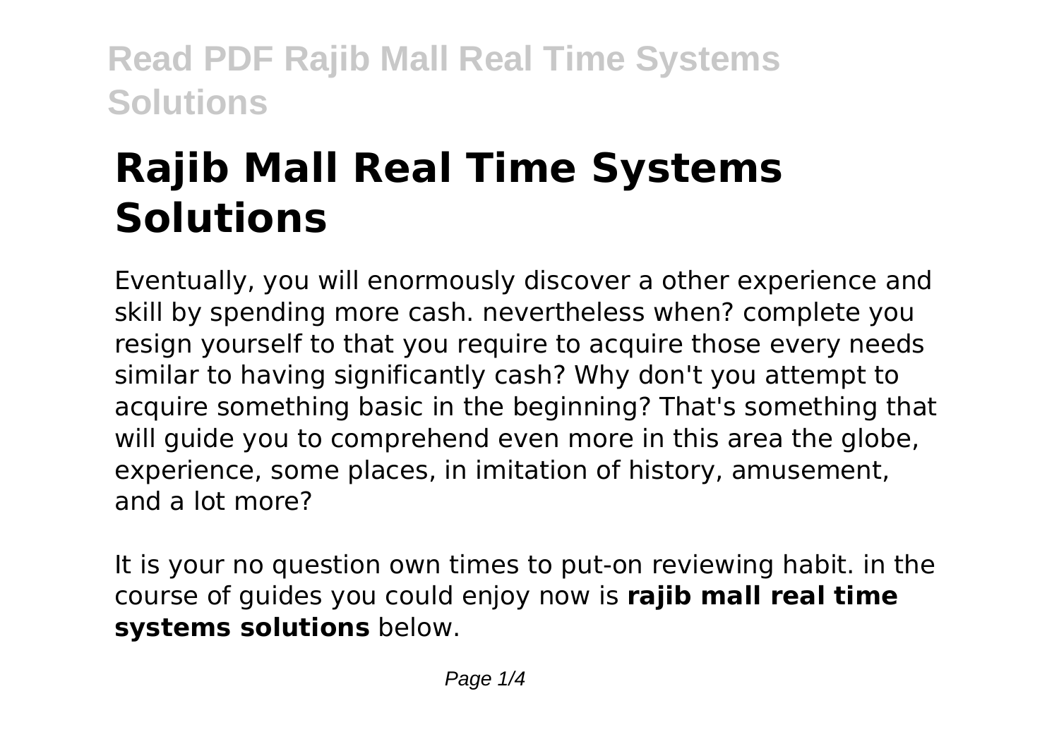# Rajib Mall Real Time Systems Solutions

Eventually, you will enormously discover a other experience and skill by spending more cash. nevertheless when? complete you resign yourself to that you require to acquire those every needs similar to having significantly cash? Why don't you attempt to acquire something basic in the beginning? That's something that will guide you to comprehend even more in this area the globe, experience, some places, in imitation of history, amusement, and a lot more?

It is your no question own times to put-on reviewing habit. in the course of guides you could enjoy now is **rajib mall real time systems solutions** below.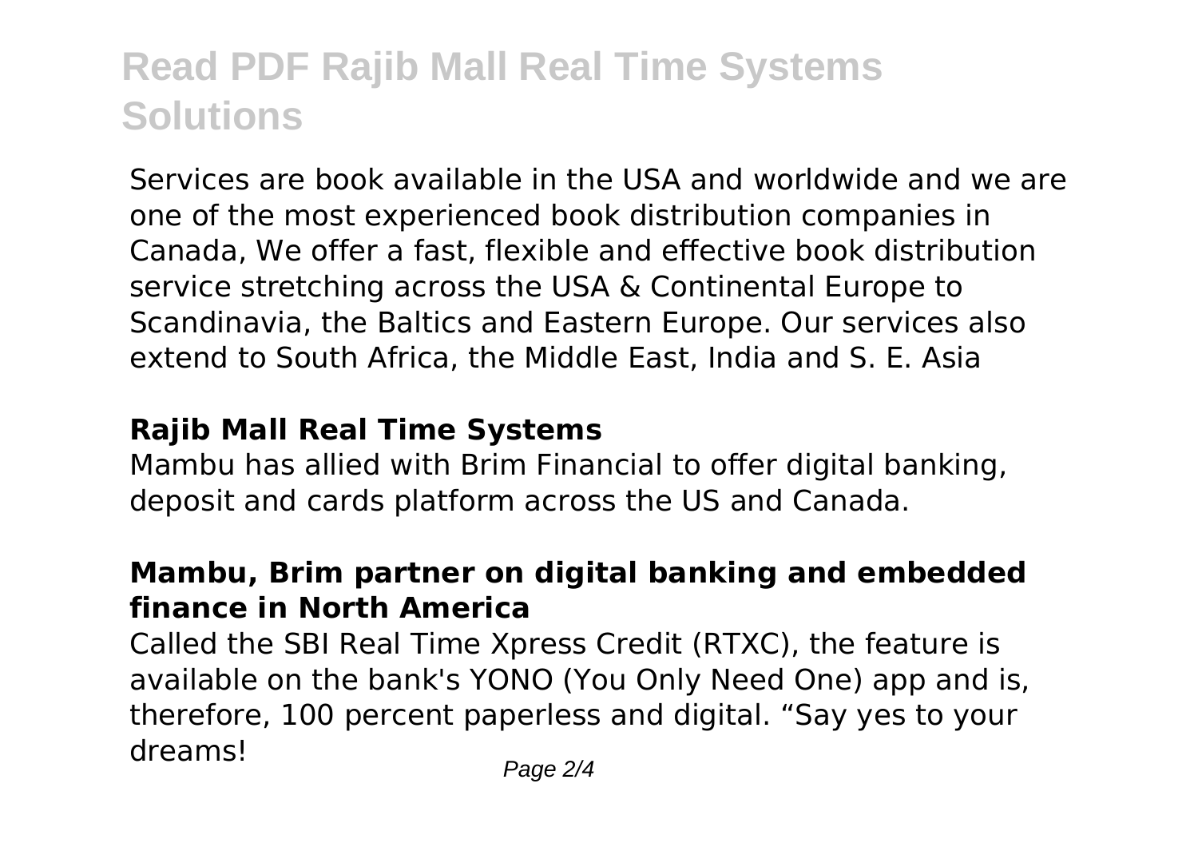Services are book available in the USA and worldwide and we are one of the most experienced book distribution companies in Canada, We offer a fast, flexible and effective book distribution service stretching across the USA & Continental Europe to Scandinavia, the Baltics and Eastern Europe. Our services also extend to South Africa, the Middle East, India and S. E. Asia

### Rajib Mall Real Time Systems

Mambu has allied with Brim Financial to offer digital banking, deposit and cards platform across the US and Canada.

### Mambu, Brim partner on digital banking and embedded finance in North America

Called the SBI Real Time Xpress Credit (RTXC), the feature is available on the bank's YONO (You Only Need One) app and is, therefore, 100 percent paperless and digital. "Say yes to your dreams!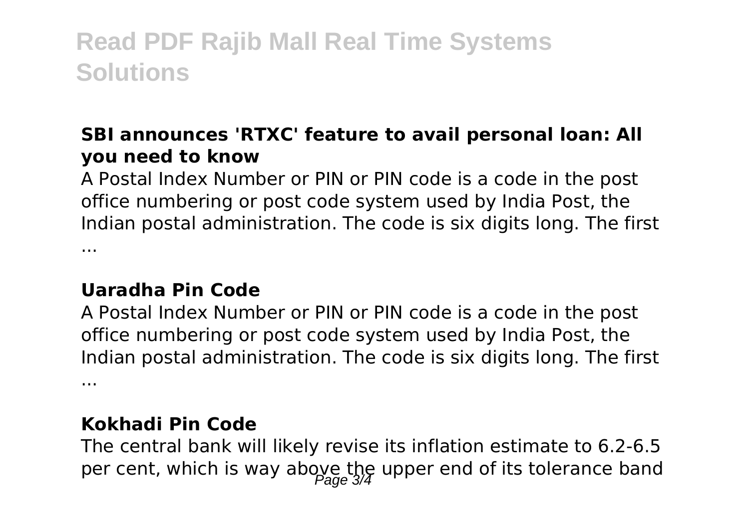# Read PDF Rajib Mall Real Time Systems Solutions

**SBI announces 'RTXC' feature to avail personal loan: All you need to know**

A Postal Index Number or PIN or PIN code is a code in the post office numbering or post code system used by India Post, the Indian postal administration. The code is six digits long. The first ...

**Uaradha Pin Code**

A Postal Index Number or PIN or PIN code is a code in the post office numbering or post code system used by India Post, the Indian postal administration. The code is six digits long. The first ...

**Kokhadi Pin Code**

The central bank will likely revise its inflation estimate to 6.2-6.5 per cent, which is way above the upper end of its tolerance band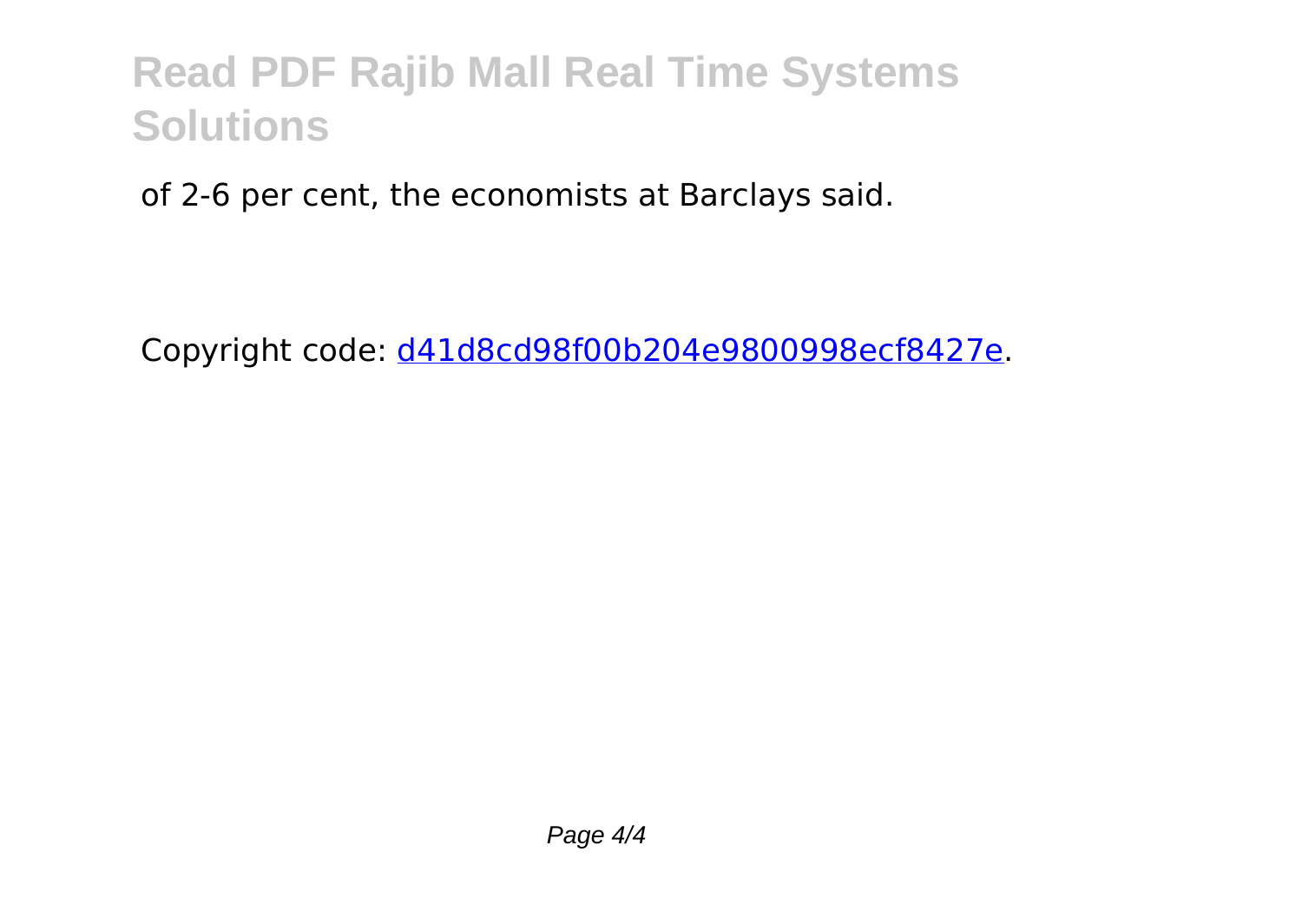of 2-6 per cent, the economists at Barclays said.

Copyright code: d41d8cd98f00b204e9800998ecf8427e.